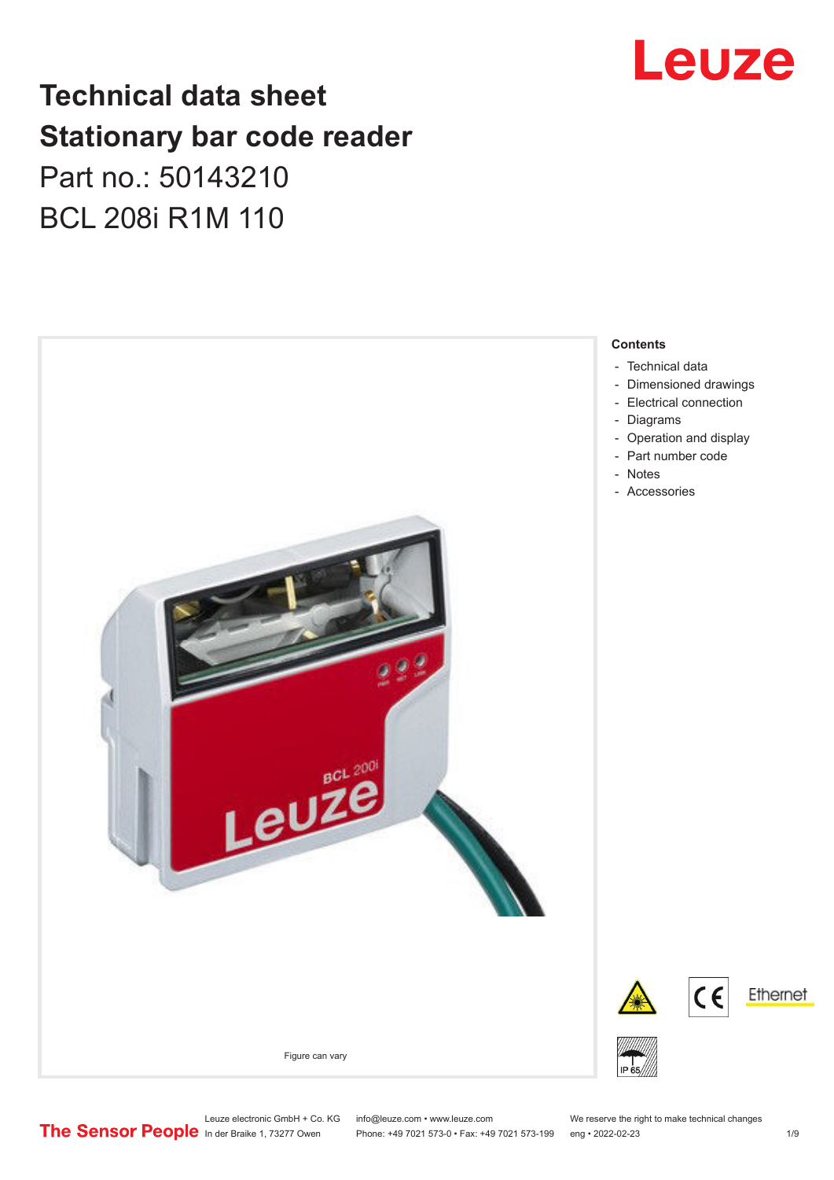# Technical data sheet
# Stationary bar code reader

Part no.: 50143210

BCL 208i R1M 110

Figure can vary

**Contents**

- Technical data
- Dimensioned drawings
- Electrical connection
- Diagrams
- Operation and display
- Part number code
- Notes
- Accessories

Leuze electronic GmbH + Co. KG
In der Braike 1, 73277 Owen

info@leuze.com • www.leuze.com
Phone: +49 7021 573-0 • Fax: +49 7021 573-199

We reserve the right to make technical changes
eng • 2022-02-23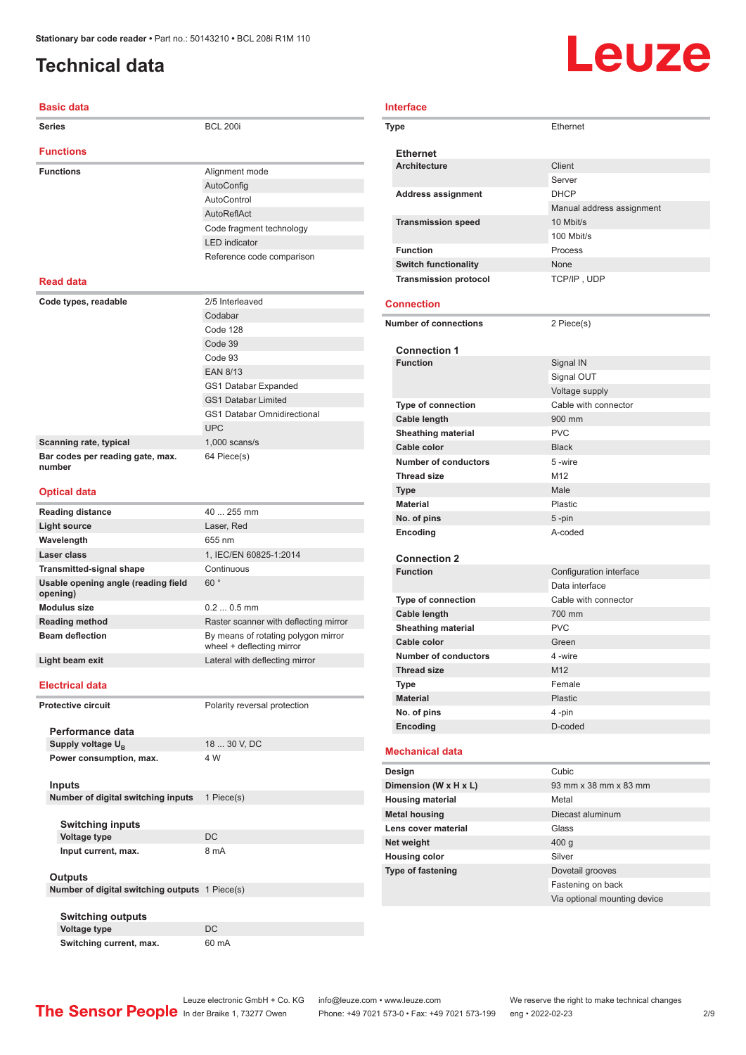# Technical data

## Basic data

| | |
|---|---|
| **Series** | BCL 200i |

## Functions

| | |
|---|---|
| **Functions** | Alignment mode |
| | AutoConfig |
| | AutoControl |
| | AutoReflAct |
| | Code fragment technology |
| | LED indicator |
| | Reference code comparison |

## Read data

| | |
|---|---|
| **Code types, readable** | 2/5 Interleaved |
| | Codabar |
| | Code 128 |
| | Code 39 |
| | Code 93 |
| | EAN 8/13 |
| | GS1 Databar Expanded |
| | GS1 Databar Limited |
| | GS1 Databar Omnidirectional |
| | UPC |
| **Scanning rate, typical** | 1,000 scans/s |
| **Bar codes per reading gate, max. number** | 64 Piece(s) |

## Optical data

| | |
|---|---|
| **Reading distance** | 40 ... 255 mm |
| **Light source** | Laser, Red |
| **Wavelength** | 655 nm |
| **Laser class** | 1, IEC/EN 60825-1:2014 |
| **Transmitted-signal shape** | Continuous |
| **Usable opening angle (reading field opening)** | 60 ° |
| **Modulus size** | 0.2 ... 0.5 mm |
| **Reading method** | Raster scanner with deflecting mirror |
| **Beam deflection** | By means of rotating polygon mirror wheel + deflecting mirror |
| **Light beam exit** | Lateral with deflecting mirror |

## Electrical data

| | |
|---|---|
| **Protective circuit** | Polarity reversal protection |

### Performance data

| | |
|---|---|
| **Supply voltage $U_B$** | 18 ... 30 V, DC |
| **Power consumption, max.** | 4 W |

### Inputs

| | |
|---|---|
| **Number of digital switching inputs** | 1 Piece(s) |

#### Switching inputs

| | |
|---|---|
| **Voltage type** | DC |
| **Input current, max.** | 8 mA |

### Outputs

| | |
|---|---|
| **Number of digital switching outputs** | 1 Piece(s) |

#### Switching outputs

| | |
|---|---|
| **Voltage type** | DC |
| **Switching current, max.** | 60 mA |

## Interface

| | |
|---|---|
| **Type** | Ethernet |

### Ethernet

| | |
|---|---|
| **Architecture** | Client |
| | Server |
| **Address assignment** | DHCP |
| | Manual address assignment |
| **Transmission speed** | 10 Mbit/s |
| | 100 Mbit/s |
| **Function** | Process |
| **Switch functionality** | None |
| **Transmission protocol** | TCP/IP , UDP |

## Connection

| | |
|---|---|
| **Number of connections** | 2 Piece(s) |

### Connection 1

| | |
|---|---|
| **Function** | Signal IN |
| | Signal OUT |
| | Voltage supply |
| **Type of connection** | Cable with connector |
| **Cable length** | 900 mm |
| **Sheathing material** | PVC |
| **Cable color** | Black |
| **Number of conductors** | 5 -wire |
| **Thread size** | M12 |
| **Type** | Male |
| **Material** | Plastic |
| **No. of pins** | 5 -pin |
| **Encoding** | A-coded |

### Connection 2

| | |
|---|---|
| **Function** | Configuration interface |
| | Data interface |
| **Type of connection** | Cable with connector |
| **Cable length** | 700 mm |
| **Sheathing material** | PVC |
| **Cable color** | Green |
| **Number of conductors** | 4 -wire |
| **Thread size** | M12 |
| **Type** | Female |
| **Material** | Plastic |
| **No. of pins** | 4 -pin |
| **Encoding** | D-coded |

## Mechanical data

| | |
|---|---|
| **Design** | Cubic |
| **Dimension (W x H x L)** | 93 mm x 38 mm x 83 mm |
| **Housing material** | Metal |
| **Metal housing** | Diecast aluminum |
| **Lens cover material** | Glass |
| **Net weight** | 400 g |
| **Housing color** | Silver |
| **Type of fastening** | Dovetail grooves |
| | Fastening on back |
| | Via optional mounting device |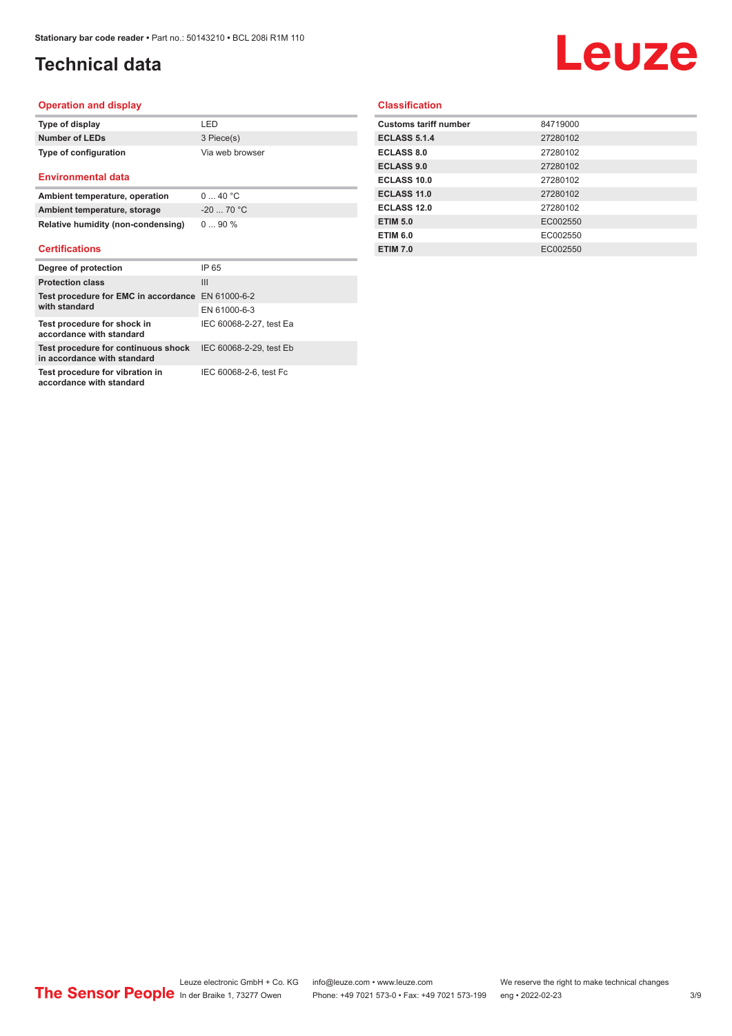# Technical data

## Operation and display

| | |
|---|---|
| Type of display | LED |
| Number of LEDs | 3 Piece(s) |
| Type of configuration | Via web browser |

## Environmental data

| | |
|---|---|
| Ambient temperature, operation | 0 ... 40 °C |
| Ambient temperature, storage | -20 ... 70 °C |
| Relative humidity (non-condensing) | 0 ... 90 % |

## Certifications

| | |
|---|---|
| Degree of protection | IP 65 |
| Protection class | III |
| Test procedure for EMC in accordance with standard | EN 61000-6-2 |
| | EN 61000-6-3 |
| Test procedure for shock in accordance with standard | IEC 60068-2-27, test Ea |
| Test procedure for continuous shock in accordance with standard | IEC 60068-2-29, test Eb |
| Test procedure for vibration in accordance with standard | IEC 60068-2-6, test Fc |

## Classification

| | |
|---|---|
| Customs tariff number | 84719000 |
| ECLASS 5.1.4 | 27280102 |
| ECLASS 8.0 | 27280102 |
| ECLASS 9.0 | 27280102 |
| ECLASS 10.0 | 27280102 |
| ECLASS 11.0 | 27280102 |
| ECLASS 12.0 | 27280102 |
| ETIM 5.0 | EC002550 |
| ETIM 6.0 | EC002550 |
| ETIM 7.0 | EC002550 |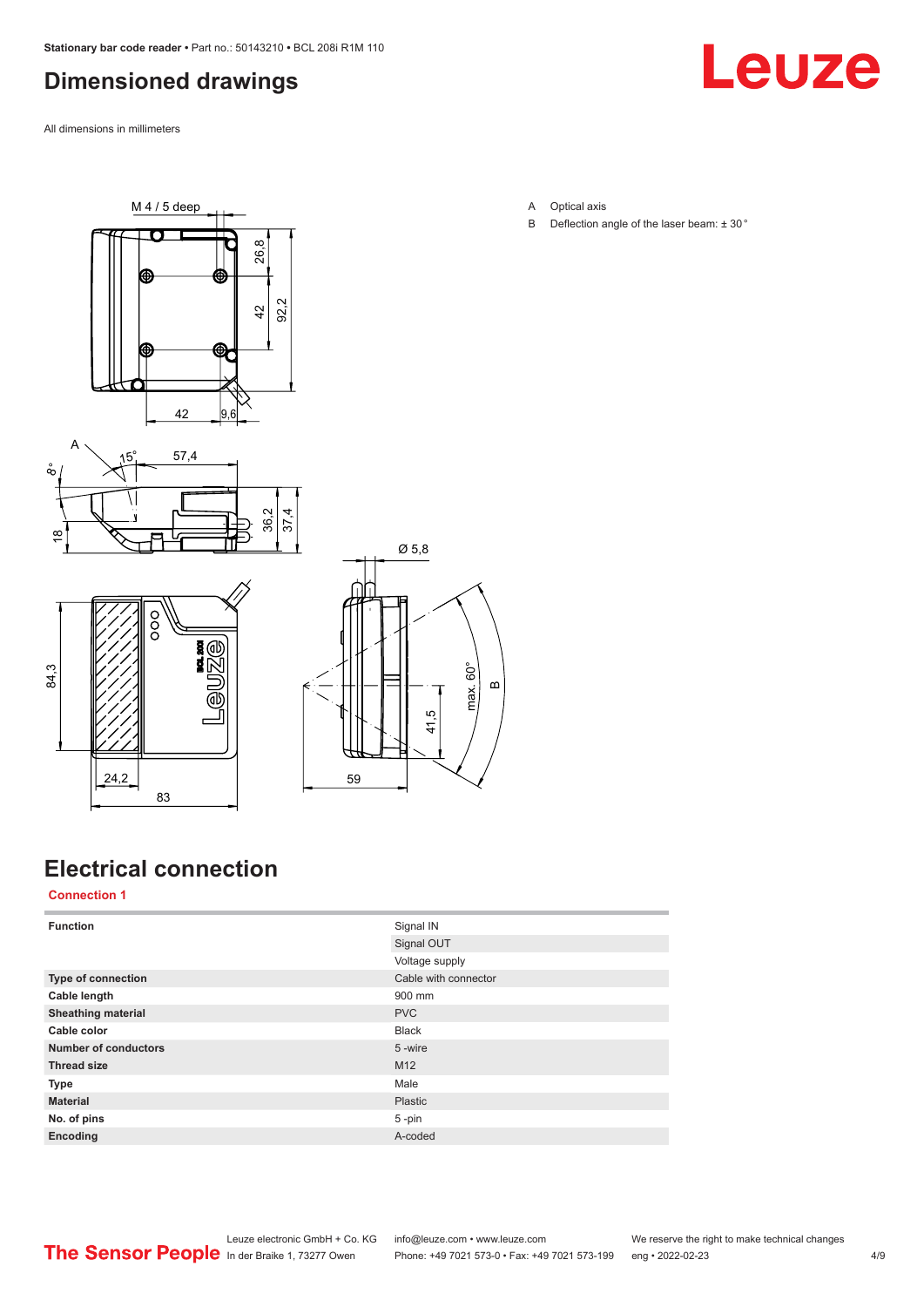## Dimensioned drawings

All dimensions in millimeters

A Optical axis

B Deflection angle of the laser beam: ± 30 °

## Electrical connection

### Connection 1

| | |
|---|---|
| **Function** | Signal IN |
| | Signal OUT |
| | Voltage supply |
| **Type of connection** | Cable with connector |
| **Cable length** | 900 mm |
| **Sheathing material** | PVC |
| **Cable color** | Black |
| **Number of conductors** | 5 -wire |
| **Thread size** | M12 |
| **Type** | Male |
| **Material** | Plastic |
| **No. of pins** | 5 -pin |
| **Encoding** | A-coded |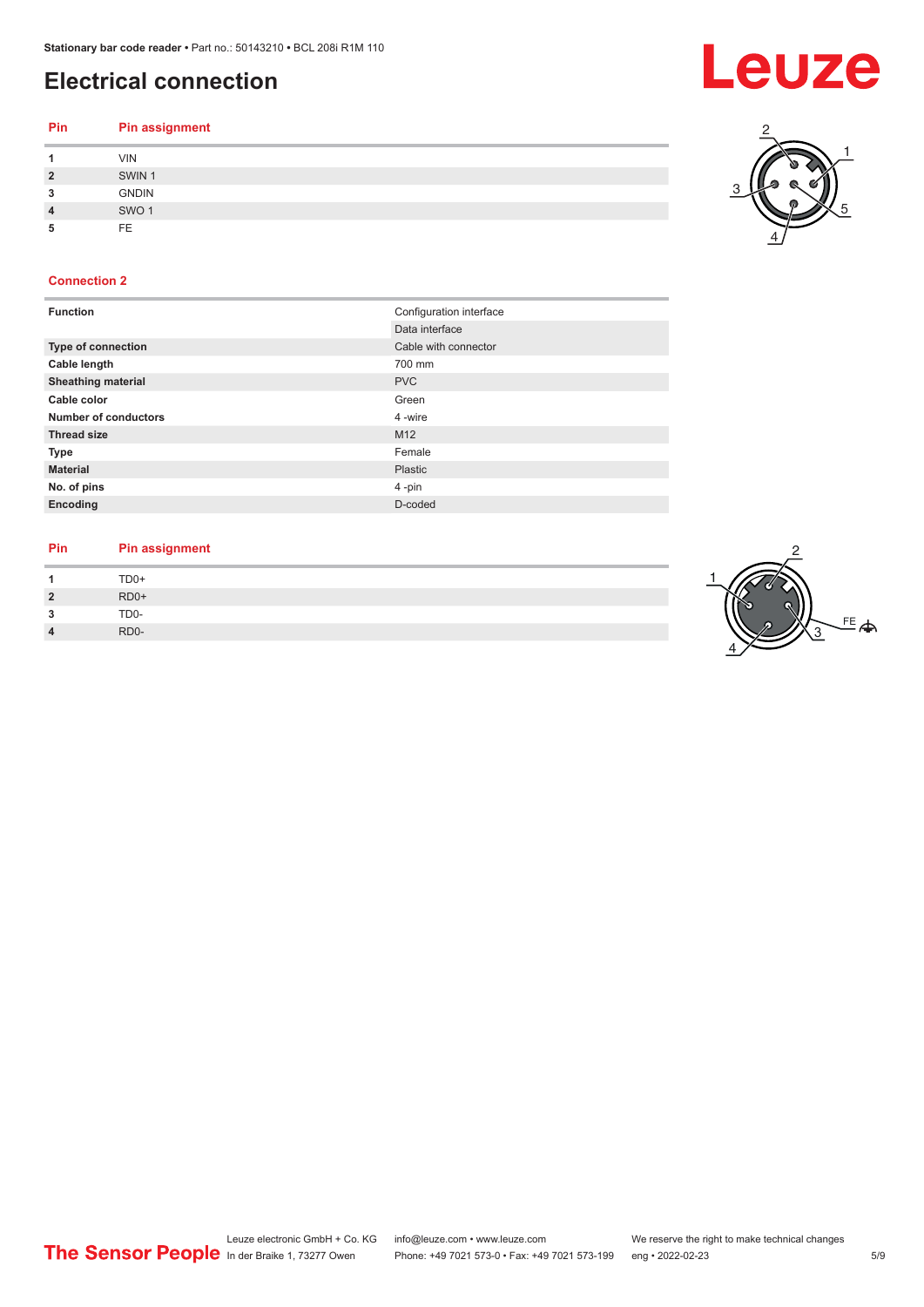## Electrical connection

| Pin | Pin assignment |
|---|---|
| 1 | VIN |
| 2 | SWIN 1 |
| 3 | GNDIN |
| 4 | SWO 1 |
| 5 | FE |

### Connection 2

| | |
|---|---|
| **Function** | Configuration interface |
| | Data interface |
| **Type of connection** | Cable with connector |
| **Cable length** | 700 mm |
| **Sheathing material** | PVC |
| **Cable color** | Green |
| **Number of conductors** | 4 -wire |
| **Thread size** | M12 |
| **Type** | Female |
| **Material** | Plastic |
| **No. of pins** | 4 -pin |
| **Encoding** | D-coded |

| Pin | Pin assignment |
|---|---|
| 1 | TD0+ |
| 2 | RD0+ |
| 3 | TD0- |
| 4 | RD0- |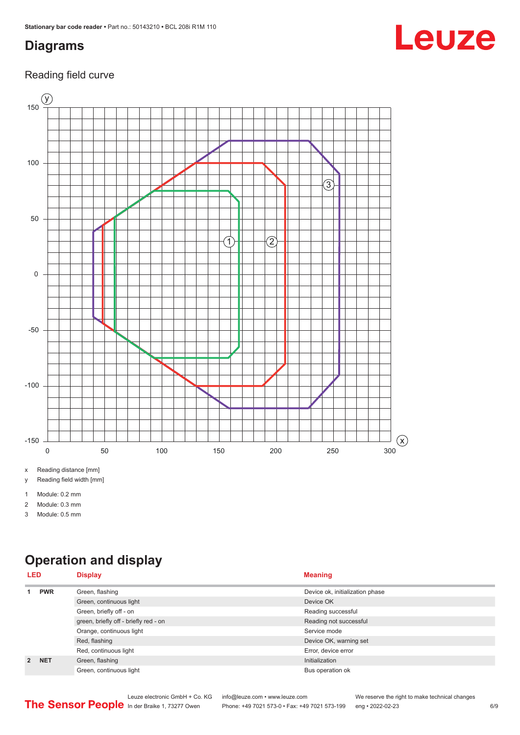## Diagrams

### Reading field curve

x Reading distance [mm]

y Reading field width [mm]

1 Module: 0.2 mm

2 Module: 0.3 mm

3 Module: 0.5 mm

## Operation and display

| LED | | Display | Meaning |
|---|---|---|---|
| 1 | PWR | Green, flashing | Device ok, initialization phase |
| | | Green, continuous light | Device OK |
| | | Green, briefly off - on | Reading successful |
| | | green, briefly off - briefly red - on | Reading not successful |
| | | Orange, continuous light | Service mode |
| | | Red, flashing | Device OK, warning set |
| | | Red, continuous light | Error, device error |
| 2 | NET | Green, flashing | Initialization |
| | | Green, continuous light | Bus operation ok |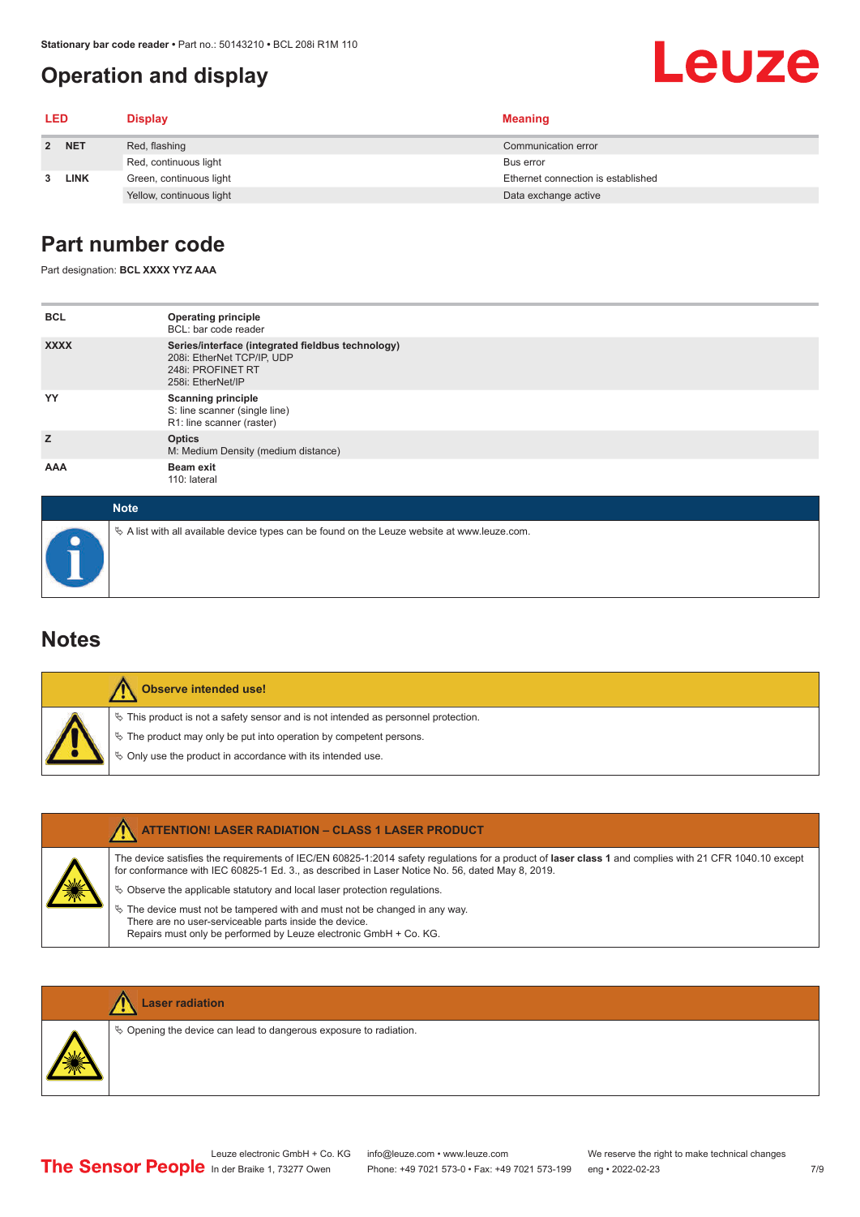# Operation and display

| LED | | Display | Meaning |
|---|---|---|---|
| 2 | NET | Red, flashing | Communication error |
| | | Red, continuous light | Bus error |
| 3 | LINK | Green, continuous light | Ethernet connection is established |
| | | Yellow, continuous light | Data exchange active |

# Part number code

Part designation: **BCL XXXX YYZ AAA**

| | |
|---|---|
| **BCL** | **Operating principle**<br>BCL: bar code reader |
| **XXXX** | **Series/interface (integrated fieldbus technology)**<br>208i: EtherNet TCP/IP, UDP<br>248i: PROFINET RT<br>258i: EtherNet/IP |
| **YY** | **Scanning principle**<br>S: line scanner (single line)<br>R1: line scanner (raster) |
| **Z** | **Optics**<br>M: Medium Density (medium distance) |
| **AAA** | **Beam exit**<br>110: lateral |

**Note**

- A list with all available device types can be found on the Leuze website at www.leuze.com.

# Notes

**Observe intended use!**

- This product is not a safety sensor and is not intended as personnel protection.
- The product may only be put into operation by competent persons.
- Only use the product in accordance with its intended use.

**ATTENTION! LASER RADIATION – CLASS 1 LASER PRODUCT**

The device satisfies the requirements of IEC/EN 60825-1:2014 safety regulations for a product of **laser class 1** and complies with 21 CFR 1040.10 except for conformance with IEC 60825-1 Ed. 3., as described in Laser Notice No. 56, dated May 8, 2019.

- Observe the applicable statutory and local laser protection regulations.
- The device must not be tampered with and must not be changed in any way.
  There are no user-serviceable parts inside the device.
  Repairs must only be performed by Leuze electronic GmbH + Co. KG.

**Laser radiation**

- Opening the device can lead to dangerous exposure to radiation.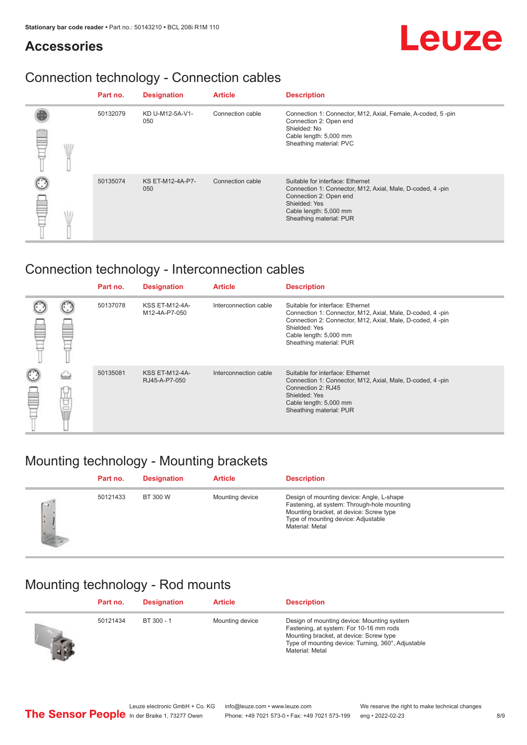## Accessories

### Connection technology - Connection cables

| Part no. | Designation | Article | Description |
|---|---|---|---|
| 50132079 | KD U-M12-5A-V1-050 | Connection cable | Connection 1: Connector, M12, Axial, Female, A-coded, 5 -pin<br>Connection 2: Open end<br>Shielded: No<br>Cable length: 5,000 mm<br>Sheathing material: PVC |
| 50135074 | KS ET-M12-4A-P7-050 | Connection cable | Suitable for interface: Ethernet<br>Connection 1: Connector, M12, Axial, Male, D-coded, 4 -pin<br>Connection 2: Open end<br>Shielded: Yes<br>Cable length: 5,000 mm<br>Sheathing material: PUR |

### Connection technology - Interconnection cables

| Part no. | Designation | Article | Description |
|---|---|---|---|
| 50137078 | KSS ET-M12-4A-M12-4A-P7-050 | Interconnection cable | Suitable for interface: Ethernet<br>Connection 1: Connector, M12, Axial, Male, D-coded, 4 -pin<br>Connection 2: Connector, M12, Axial, Male, D-coded, 4 -pin<br>Shielded: Yes<br>Cable length: 5,000 mm<br>Sheathing material: PUR |
| 50135081 | KSS ET-M12-4A-RJ45-A-P7-050 | Interconnection cable | Suitable for interface: Ethernet<br>Connection 1: Connector, M12, Axial, Male, D-coded, 4 -pin<br>Connection 2: RJ45<br>Shielded: Yes<br>Cable length: 5,000 mm<br>Sheathing material: PUR |

### Mounting technology - Mounting brackets

| Part no. | Designation | Article | Description |
|---|---|---|---|
| 50121433 | BT 300 W | Mounting device | Design of mounting device: Angle, L-shape<br>Fastening, at system: Through-hole mounting<br>Mounting bracket, at device: Screw type<br>Type of mounting device: Adjustable<br>Material: Metal |

### Mounting technology - Rod mounts

| Part no. | Designation | Article | Description |
|---|---|---|---|
| 50121434 | BT 300 - 1 | Mounting device | Design of mounting device: Mounting system<br>Fastening, at system: For 10-16 mm rods<br>Mounting bracket, at device: Screw type<br>Type of mounting device: Turning, 360°, Adjustable<br>Material: Metal |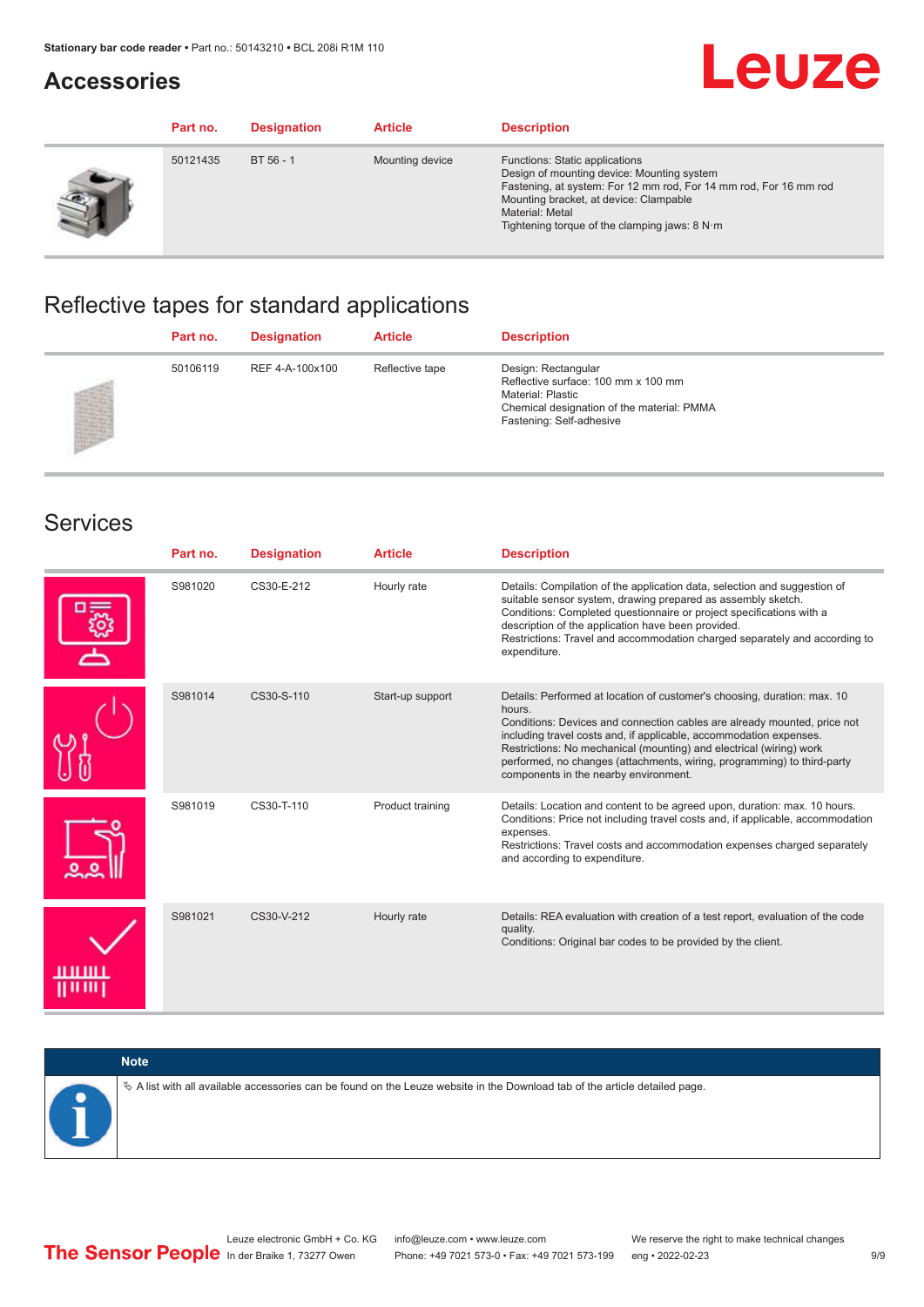## Accessories

| Part no. | Designation | Article | Description |
|---|---|---|---|
| 50121435 | BT 56 - 1 | Mounting device | Functions: Static applications<br>Design of mounting device: Mounting system<br>Fastening, at system: For 12 mm rod, For 14 mm rod, For 16 mm rod<br>Mounting bracket, at device: Clampable<br>Material: Metal<br>Tightening torque of the clamping jaws: 8 N·m |

## Reflective tapes for standard applications

| Part no. | Designation | Article | Description |
|---|---|---|---|
| 50106119 | REF 4-A-100x100 | Reflective tape | Design: Rectangular<br>Reflective surface: 100 mm x 100 mm<br>Material: Plastic<br>Chemical designation of the material: PMMA<br>Fastening: Self-adhesive |

## Services

| Part no. | Designation | Article | Description |
|---|---|---|---|
| S981020 | CS30-E-212 | Hourly rate | Details: Compilation of the application data, selection and suggestion of suitable sensor system, drawing prepared as assembly sketch.<br>Conditions: Completed questionnaire or project specifications with a description of the application have been provided.<br>Restrictions: Travel and accommodation charged separately and according to expenditure. |
| S981014 | CS30-S-110 | Start-up support | Details: Performed at location of customer's choosing, duration: max. 10 hours.<br>Conditions: Devices and connection cables are already mounted, price not including travel costs and, if applicable, accommodation expenses.<br>Restrictions: No mechanical (mounting) and electrical (wiring) work performed, no changes (attachments, wiring, programming) to third-party components in the nearby environment. |
| S981019 | CS30-T-110 | Product training | Details: Location and content to be agreed upon, duration: max. 10 hours.<br>Conditions: Price not including travel costs and, if applicable, accommodation expenses.<br>Restrictions: Travel costs and accommodation expenses charged separately and according to expenditure. |
| S981021 | CS30-V-212 | Hourly rate | Details: REA evaluation with creation of a test report, evaluation of the code quality.<br>Conditions: Original bar codes to be provided by the client. |

**Note**

A list with all available accessories can be found on the Leuze website in the Download tab of the article detailed page.